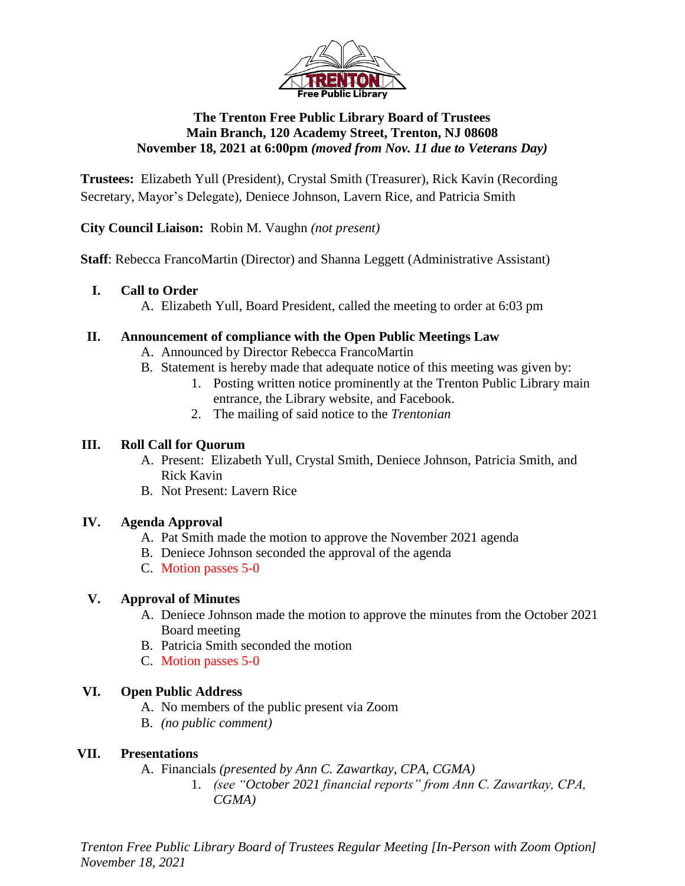**The Trenton Free Public Library Board of Trustees**
**Main Branch, 120 Academy Street, Trenton, NJ 08608**
**November 18, 2021 at 6:00pm *(moved from Nov. 11 due to Veterans Day)***

**Trustees:** Elizabeth Yull (President), Crystal Smith (Treasurer), Rick Kavin (Recording Secretary, Mayor's Delegate), Deniece Johnson, Lavern Rice, and Patricia Smith

**City Council Liaison:** Robin M. Vaughn *(not present)*

**Staff**: Rebecca FrancoMartin (Director) and Shanna Leggett (Administrative Assistant)

**I. Call to Order**

A. Elizabeth Yull, Board President, called the meeting to order at 6:03 pm

**II. Announcement of compliance with the Open Public Meetings Law**

A. Announced by Director Rebecca FrancoMartin

B. Statement is hereby made that adequate notice of this meeting was given by:

1. Posting written notice prominently at the Trenton Public Library main entrance, the Library website, and Facebook.
2. The mailing of said notice to the *Trentonian*

**III. Roll Call for Quorum**

A. Present: Elizabeth Yull, Crystal Smith, Deniece Johnson, Patricia Smith, and Rick Kavin

B. Not Present: Lavern Rice

**IV. Agenda Approval**

A. Pat Smith made the motion to approve the November 2021 agenda

B. Deniece Johnson seconded the approval of the agenda

C. Motion passes 5-0

**V. Approval of Minutes**

A. Deniece Johnson made the motion to approve the minutes from the October 2021 Board meeting

B. Patricia Smith seconded the motion

C. Motion passes 5-0

**VI. Open Public Address**

A. No members of the public present via Zoom

B. *(no public comment)*

**VII. Presentations**

A. Financials *(presented by Ann C. Zawartkay, CPA, CGMA)*

1. *(see "October 2021 financial reports" from Ann C. Zawartkay, CPA, CGMA)*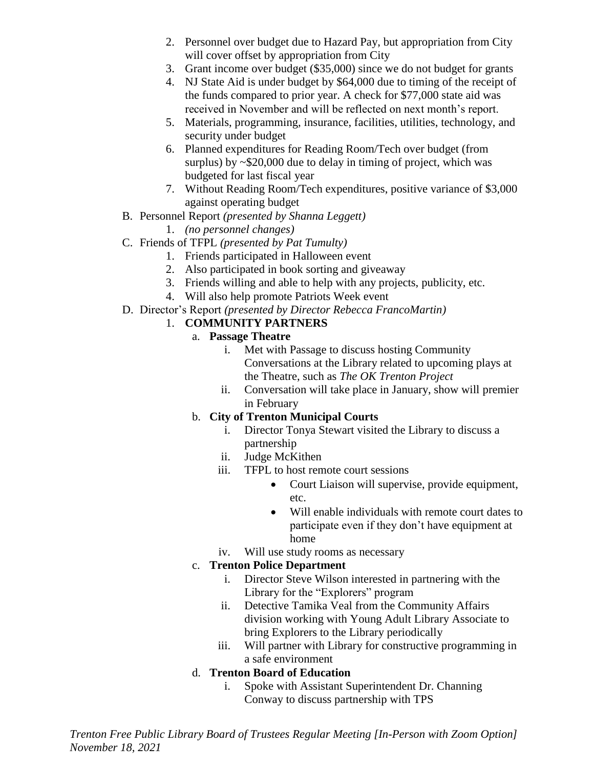2. Personnel over budget due to Hazard Pay, but appropriation from City will cover offset by appropriation from City
3. Grant income over budget ($35,000) since we do not budget for grants
4. NJ State Aid is under budget by $64,000 due to timing of the receipt of the funds compared to prior year. A check for $77,000 state aid was received in November and will be reflected on next month's report.
5. Materials, programming, insurance, facilities, utilities, technology, and security under budget
6. Planned expenditures for Reading Room/Tech over budget (from surplus) by ~$20,000 due to delay in timing of project, which was budgeted for last fiscal year
7. Without Reading Room/Tech expenditures, positive variance of $3,000 against operating budget

B. Personnel Report *(presented by Shanna Leggett)*
   1. *(no personnel changes)*

C. Friends of TFPL *(presented by Pat Tumulty)*
   1. Friends participated in Halloween event
   2. Also participated in book sorting and giveaway
   3. Friends willing and able to help with any projects, publicity, etc.
   4. Will also help promote Patriots Week event

D. Director's Report *(presented by Director Rebecca FrancoMartin)*
   1. **COMMUNITY PARTNERS**
      a. **Passage Theatre**
         i. Met with Passage to discuss hosting Community Conversations at the Library related to upcoming plays at the Theatre, such as *The OK Trenton Project*
         ii. Conversation will take place in January, show will premier in February

      b. **City of Trenton Municipal Courts**
         i. Director Tonya Stewart visited the Library to discuss a partnership
         ii. Judge McKithen
         iii. TFPL to host remote court sessions
            - Court Liaison will supervise, provide equipment, etc.
            - Will enable individuals with remote court dates to participate even if they don't have equipment at home
         iv. Will use study rooms as necessary

      c. **Trenton Police Department**
         i. Director Steve Wilson interested in partnering with the Library for the "Explorers" program
         ii. Detective Tamika Veal from the Community Affairs division working with Young Adult Library Associate to bring Explorers to the Library periodically
         iii. Will partner with Library for constructive programming in a safe environment

      d. **Trenton Board of Education**
         i. Spoke with Assistant Superintendent Dr. Channing Conway to discuss partnership with TPS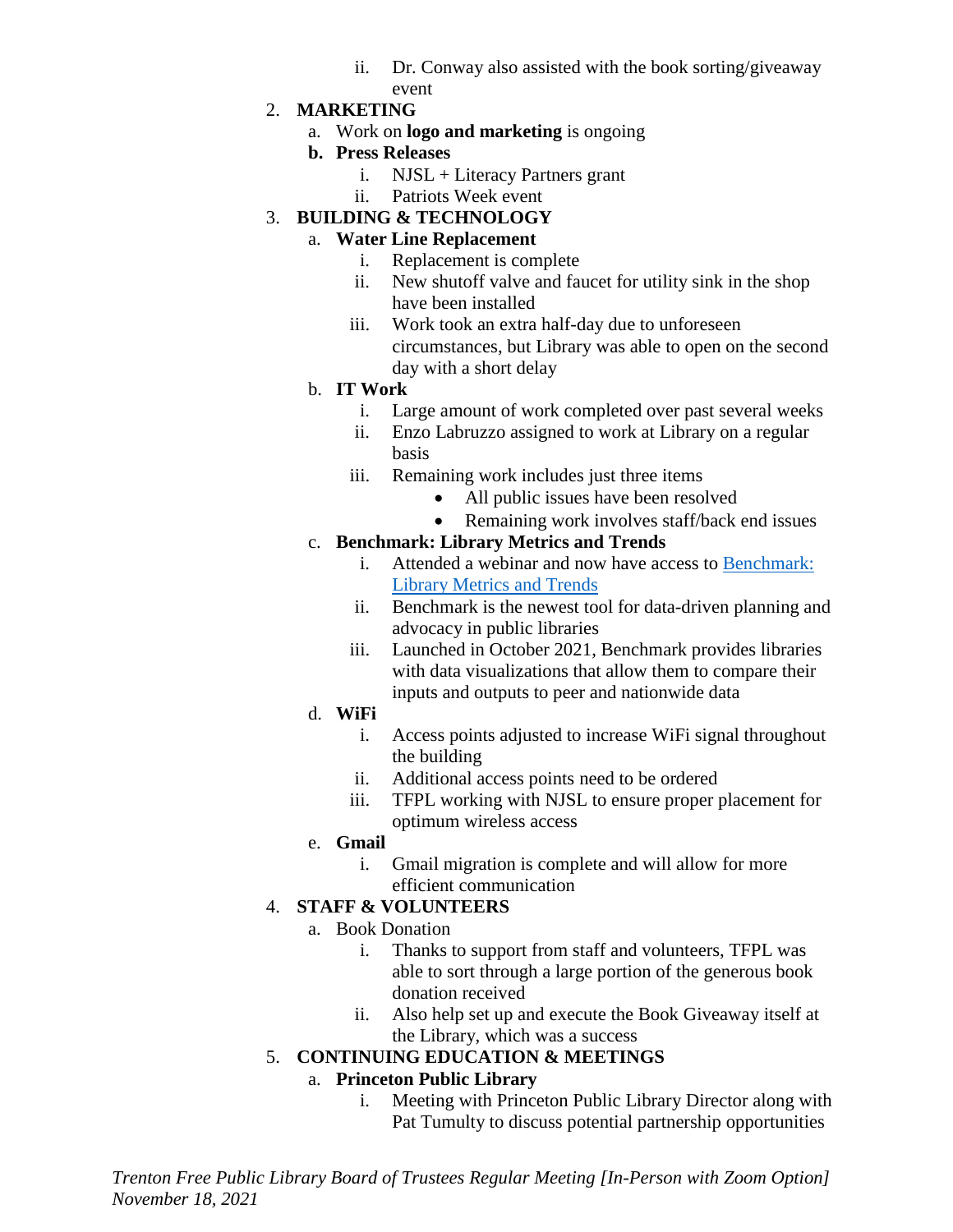ii. Dr. Conway also assisted with the book sorting/giveaway event

2. **MARKETING**
   a. Work on **logo and marketing** is ongoing
   **b. Press Releases**
      i. NJSL + Literacy Partners grant
      ii. Patriots Week event

3. **BUILDING & TECHNOLOGY**
   a. **Water Line Replacement**
      i. Replacement is complete
      ii. New shutoff valve and faucet for utility sink in the shop have been installed
      iii. Work took an extra half-day due to unforeseen circumstances, but Library was able to open on the second day with a short delay
   b. **IT Work**
      i. Large amount of work completed over past several weeks
      ii. Enzo Labruzzo assigned to work at Library on a regular basis
      iii. Remaining work includes just three items
         - All public issues have been resolved
         - Remaining work involves staff/back end issues
   c. **Benchmark: Library Metrics and Trends**
      i. Attended a webinar and now have access to Benchmark: Library Metrics and Trends
      ii. Benchmark is the newest tool for data-driven planning and advocacy in public libraries
      iii. Launched in October 2021, Benchmark provides libraries with data visualizations that allow them to compare their inputs and outputs to peer and nationwide data
   d. **WiFi**
      i. Access points adjusted to increase WiFi signal throughout the building
      ii. Additional access points need to be ordered
      iii. TFPL working with NJSL to ensure proper placement for optimum wireless access
   e. **Gmail**
      i. Gmail migration is complete and will allow for more efficient communication

4. **STAFF & VOLUNTEERS**
   a. Book Donation
      i. Thanks to support from staff and volunteers, TFPL was able to sort through a large portion of the generous book donation received
      ii. Also help set up and execute the Book Giveaway itself at the Library, which was a success

5. **CONTINUING EDUCATION & MEETINGS**
   a. **Princeton Public Library**
      i. Meeting with Princeton Public Library Director along with Pat Tumulty to discuss potential partnership opportunities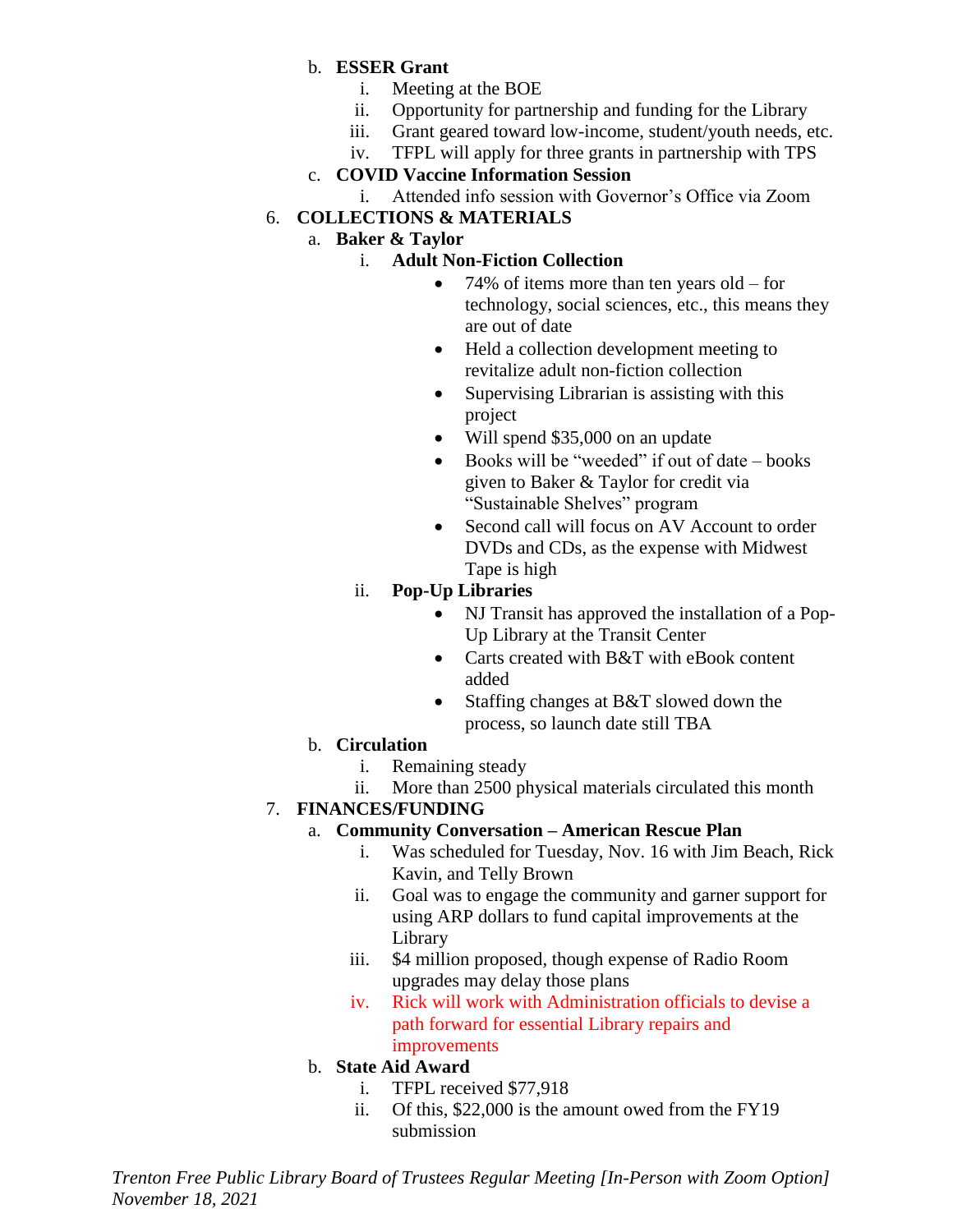b. **ESSER Grant**
   i. Meeting at the BOE
   ii. Opportunity for partnership and funding for the Library
   iii. Grant geared toward low-income, student/youth needs, etc.
   iv. TFPL will apply for three grants in partnership with TPS

c. **COVID Vaccine Information Session**
   i. Attended info session with Governor's Office via Zoom

6. **COLLECTIONS & MATERIALS**

   a. **Baker & Taylor**
      i. **Adult Non-Fiction Collection**
         - 74% of items more than ten years old – for technology, social sciences, etc., this means they are out of date
         - Held a collection development meeting to revitalize adult non-fiction collection
         - Supervising Librarian is assisting with this project
         - Will spend $35,000 on an update
         - Books will be "weeded" if out of date – books given to Baker & Taylor for credit via "Sustainable Shelves" program
         - Second call will focus on AV Account to order DVDs and CDs, as the expense with Midwest Tape is high

      ii. **Pop-Up Libraries**
         - NJ Transit has approved the installation of a Pop-Up Library at the Transit Center
         - Carts created with B&T with eBook content added
         - Staffing changes at B&T slowed down the process, so launch date still TBA

   b. **Circulation**
      i. Remaining steady
      ii. More than 2500 physical materials circulated this month

7. **FINANCES/FUNDING**

   a. **Community Conversation – American Rescue Plan**
      i. Was scheduled for Tuesday, Nov. 16 with Jim Beach, Rick Kavin, and Telly Brown
      ii. Goal was to engage the community and garner support for using ARP dollars to fund capital improvements at the Library
      iii. $4 million proposed, though expense of Radio Room upgrades may delay those plans
      iv. Rick will work with Administration officials to devise a path forward for essential Library repairs and improvements

   b. **State Aid Award**
      i. TFPL received $77,918
      ii. Of this, $22,000 is the amount owed from the FY19 submission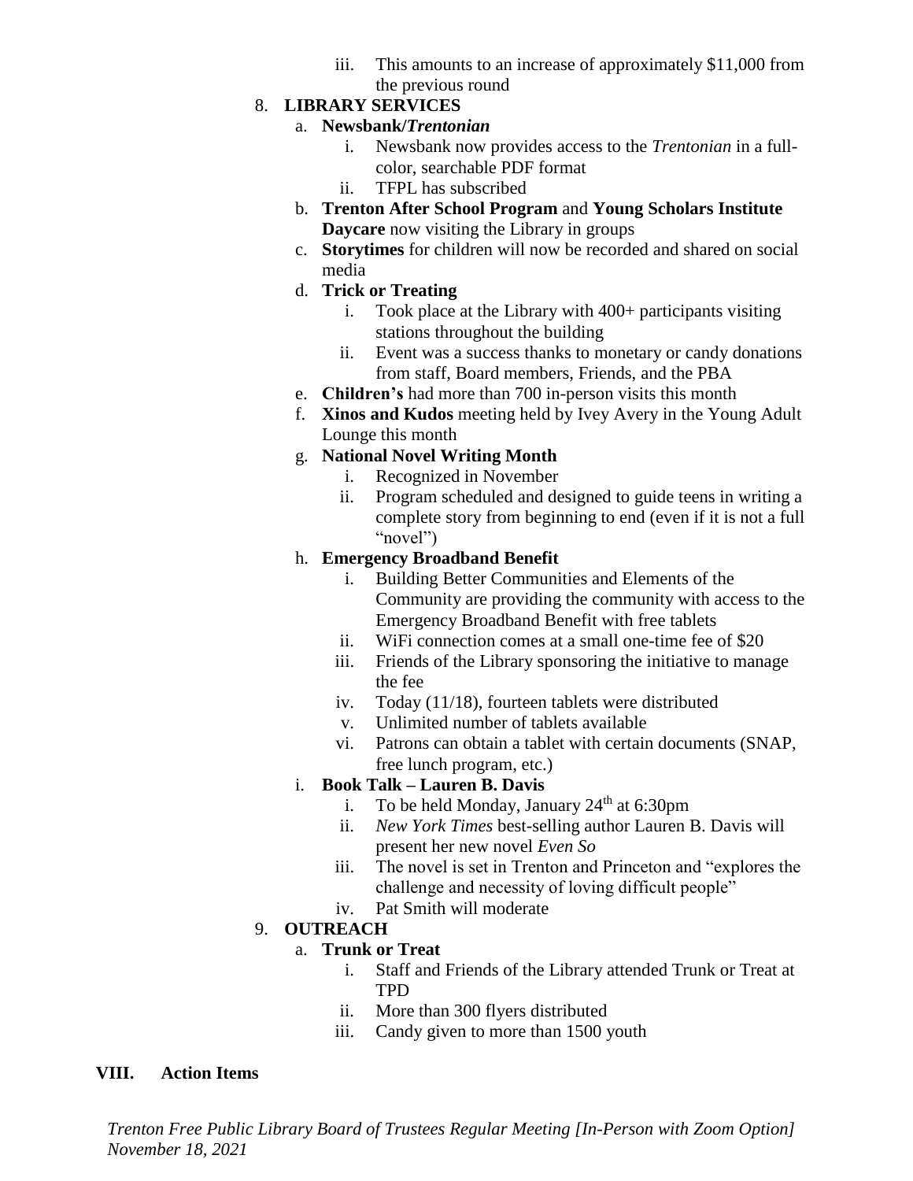iii. This amounts to an increase of approximately $11,000 from the previous round

8. **LIBRARY SERVICES**
   a. **Newsbank/*Trentonian***
      i. Newsbank now provides access to the *Trentonian* in a full-color, searchable PDF format
      ii. TFPL has subscribed
   b. **Trenton After School Program** and **Young Scholars Institute Daycare** now visiting the Library in groups
   c. **Storytimes** for children will now be recorded and shared on social media
   d. **Trick or Treating**
      i. Took place at the Library with 400+ participants visiting stations throughout the building
      ii. Event was a success thanks to monetary or candy donations from staff, Board members, Friends, and the PBA
   e. **Children's** had more than 700 in-person visits this month
   f. **Xinos and Kudos** meeting held by Ivey Avery in the Young Adult Lounge this month
   g. **National Novel Writing Month**
      i. Recognized in November
      ii. Program scheduled and designed to guide teens in writing a complete story from beginning to end (even if it is not a full "novel")
   h. **Emergency Broadband Benefit**
      i. Building Better Communities and Elements of the Community are providing the community with access to the Emergency Broadband Benefit with free tablets
      ii. WiFi connection comes at a small one-time fee of $20
      iii. Friends of the Library sponsoring the initiative to manage the fee
      iv. Today (11/18), fourteen tablets were distributed
      v. Unlimited number of tablets available
      vi. Patrons can obtain a tablet with certain documents (SNAP, free lunch program, etc.)
   i. **Book Talk – Lauren B. Davis**
      i. To be held Monday, January 24th at 6:30pm
      ii. *New York Times* best-selling author Lauren B. Davis will present her new novel *Even So*
      iii. The novel is set in Trenton and Princeton and "explores the challenge and necessity of loving difficult people"
      iv. Pat Smith will moderate

9. **OUTREACH**
   a. **Trunk or Treat**
      i. Staff and Friends of the Library attended Trunk or Treat at TPD
      ii. More than 300 flyers distributed
      iii. Candy given to more than 1500 youth

## VIII. Action Items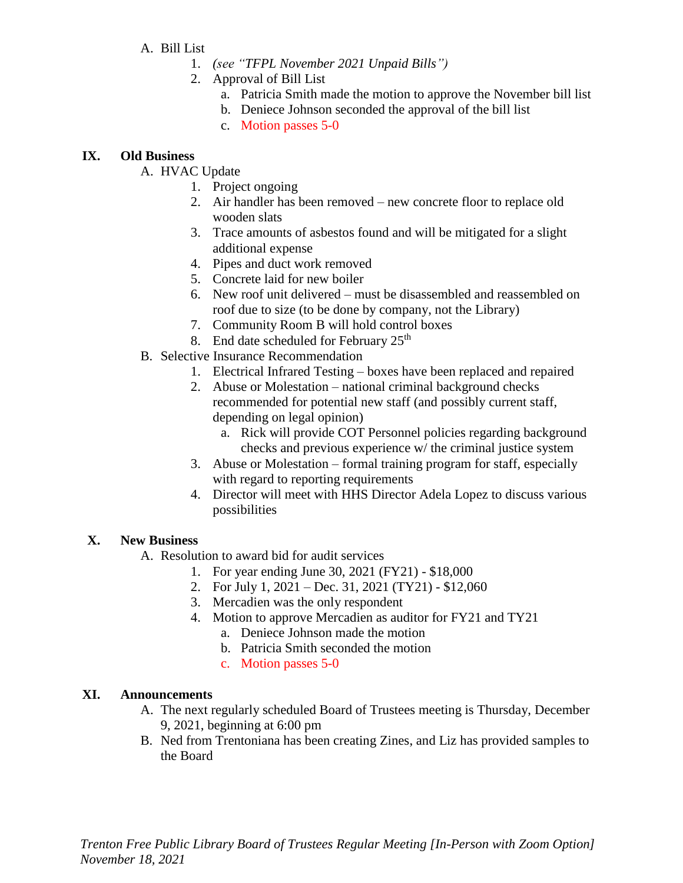A. Bill List
   1. *(see "TFPL November 2021 Unpaid Bills")*
   2. Approval of Bill List
      a. Patricia Smith made the motion to approve the November bill list
      b. Deniece Johnson seconded the approval of the bill list
      c. Motion passes 5-0

## IX. Old Business

A. HVAC Update
   1. Project ongoing
   2. Air handler has been removed – new concrete floor to replace old wooden slats
   3. Trace amounts of asbestos found and will be mitigated for a slight additional expense
   4. Pipes and duct work removed
   5. Concrete laid for new boiler
   6. New roof unit delivered – must be disassembled and reassembled on roof due to size (to be done by company, not the Library)
   7. Community Room B will hold control boxes
   8. End date scheduled for February 25th

B. Selective Insurance Recommendation
   1. Electrical Infrared Testing – boxes have been replaced and repaired
   2. Abuse or Molestation – national criminal background checks recommended for potential new staff (and possibly current staff, depending on legal opinion)
      a. Rick will provide COT Personnel policies regarding background checks and previous experience w/ the criminal justice system
   3. Abuse or Molestation – formal training program for staff, especially with regard to reporting requirements
   4. Director will meet with HHS Director Adela Lopez to discuss various possibilities

## X. New Business

A. Resolution to award bid for audit services
   1. For year ending June 30, 2021 (FY21) - $18,000
   2. For July 1, 2021 – Dec. 31, 2021 (TY21) - $12,060
   3. Mercadien was the only respondent
   4. Motion to approve Mercadien as auditor for FY21 and TY21
      a. Deniece Johnson made the motion
      b. Patricia Smith seconded the motion
      c. Motion passes 5-0

## XI. Announcements

A. The next regularly scheduled Board of Trustees meeting is Thursday, December 9, 2021, beginning at 6:00 pm

B. Ned from Trentoniana has been creating Zines, and Liz has provided samples to the Board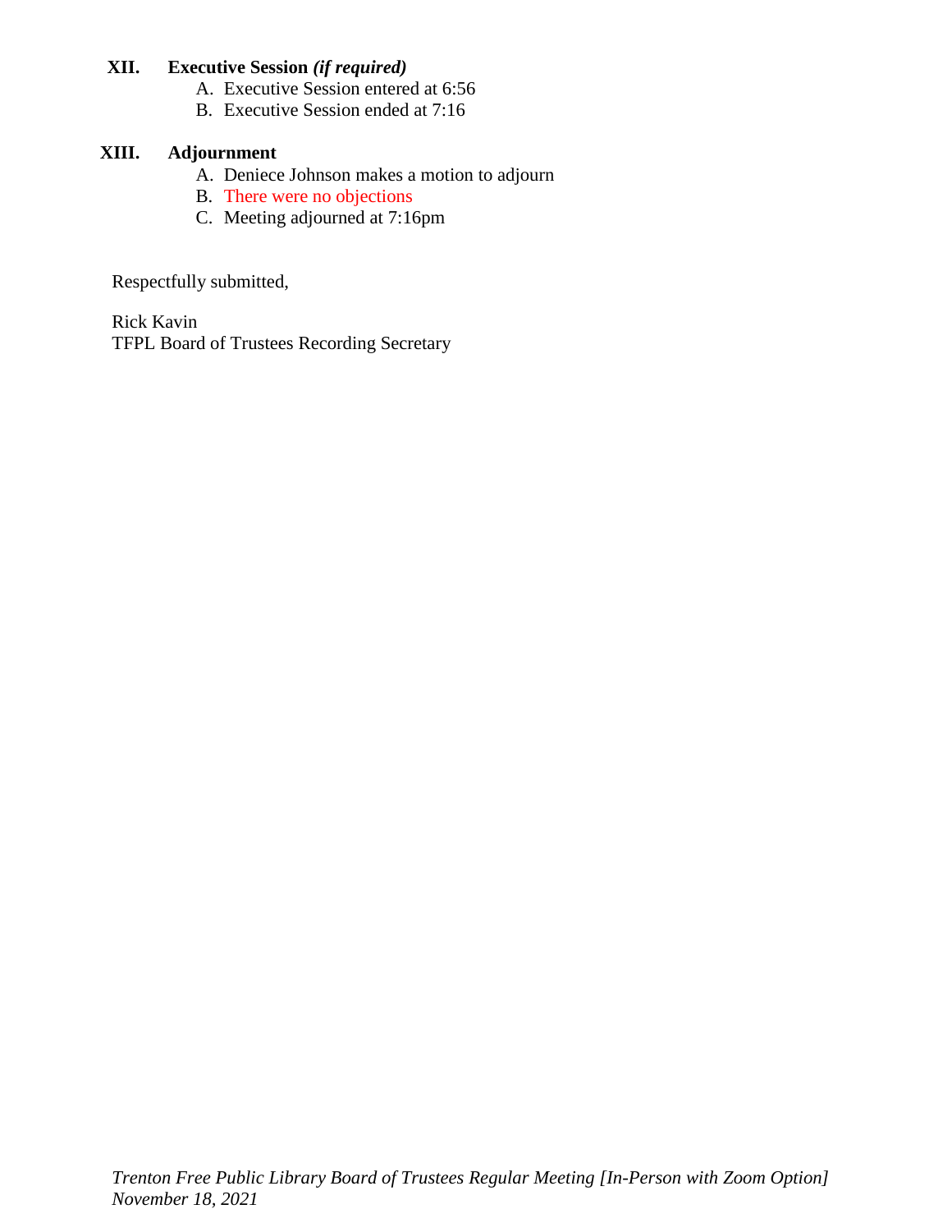## XII. Executive Session *(if required)*

A. Executive Session entered at 6:56

B. Executive Session ended at 7:16

## XIII. Adjournment

A. Deniece Johnson makes a motion to adjourn

B. There were no objections

C. Meeting adjourned at 7:16pm

Respectfully submitted,

Rick Kavin
TFPL Board of Trustees Recording Secretary